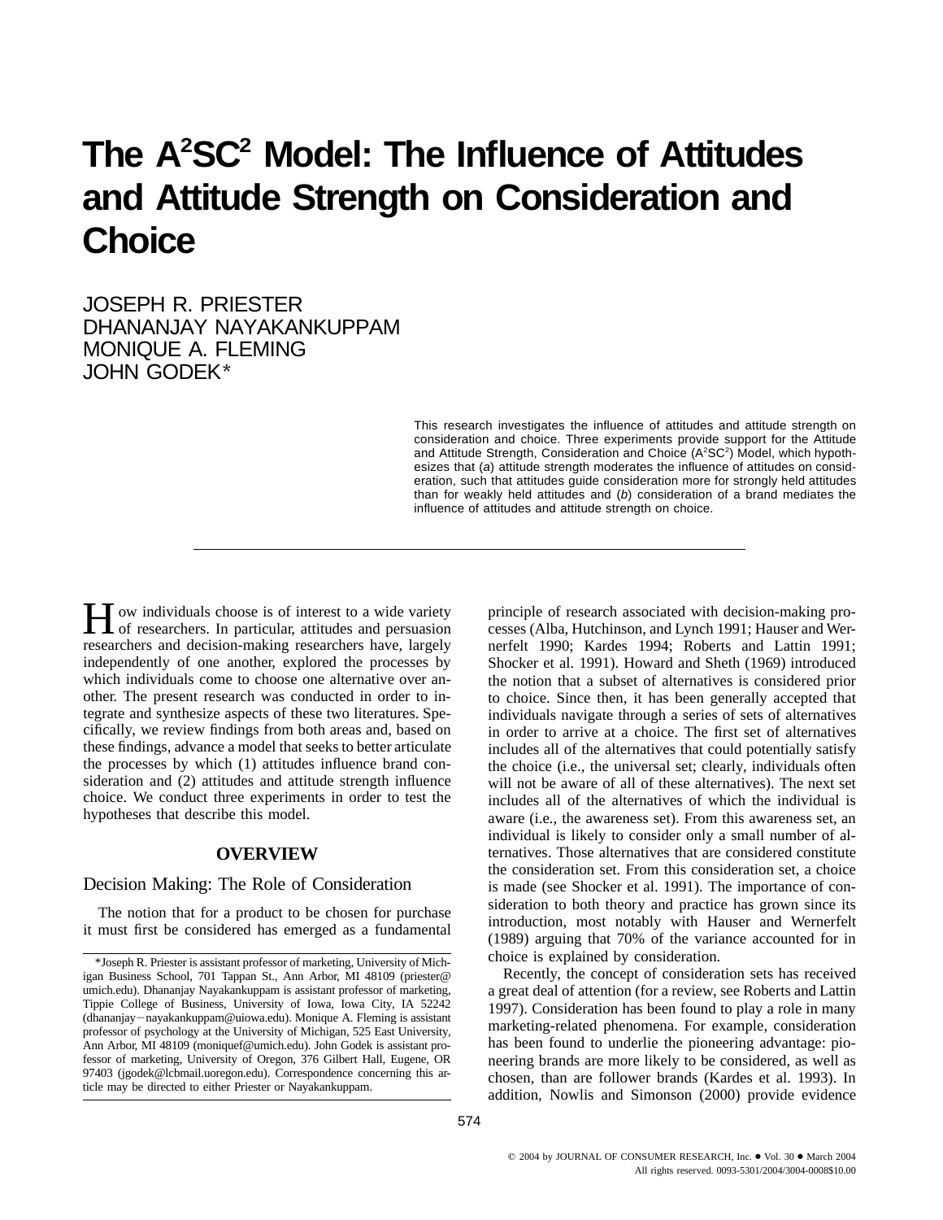# The A²SC² Model: The Influence of Attitudes and Attitude Strength on Consideration and Choice

JOSEPH R. PRIESTER
DHANANJAY NAYAKANKUPPAM
MONIQUE A. FLEMING
JOHN GODEK*

This research investigates the influence of attitudes and attitude strength on consideration and choice. Three experiments provide support for the Attitude and Attitude Strength, Consideration and Choice (A²SC²) Model, which hypothesizes that (*a*) attitude strength moderates the influence of attitudes on consideration, such that attitudes guide consideration more for strongly held attitudes than for weakly held attitudes and (*b*) consideration of a brand mediates the influence of attitudes and attitude strength on choice.

How individuals choose is of interest to a wide variety of researchers. In particular, attitudes and persuasion researchers and decision-making researchers have, largely independently of one another, explored the processes by which individuals come to choose one alternative over another. The present research was conducted in order to integrate and synthesize aspects of these two literatures. Specifically, we review findings from both areas and, based on these findings, advance a model that seeks to better articulate the processes by which (1) attitudes influence brand consideration and (2) attitudes and attitude strength influence choice. We conduct three experiments in order to test the hypotheses that describe this model.

## OVERVIEW

### Decision Making: The Role of Consideration

The notion that for a product to be chosen for purchase it must first be considered has emerged as a fundamental principle of research associated with decision-making processes (Alba, Hutchinson, and Lynch 1991; Hauser and Wernerfelt 1990; Kardes 1994; Roberts and Lattin 1991; Shocker et al. 1991). Howard and Sheth (1969) introduced the notion that a subset of alternatives is considered prior to choice. Since then, it has been generally accepted that individuals navigate through a series of sets of alternatives in order to arrive at a choice. The first set of alternatives includes all of the alternatives that could potentially satisfy the choice (i.e., the universal set; clearly, individuals often will not be aware of all of these alternatives). The next set includes all of the alternatives of which the individual is aware (i.e., the awareness set). From this awareness set, an individual is likely to consider only a small number of alternatives. Those alternatives that are considered constitute the consideration set. From this consideration set, a choice is made (see Shocker et al. 1991). The importance of consideration to both theory and practice has grown since its introduction, most notably with Hauser and Wernerfelt (1989) arguing that 70% of the variance accounted for in choice is explained by consideration.

Recently, the concept of consideration sets has received a great deal of attention (for a review, see Roberts and Lattin 1997). Consideration has been found to play a role in many marketing-related phenomena. For example, consideration has been found to underlie the pioneering advantage: pioneering brands are more likely to be considered, as well as chosen, than are follower brands (Kardes et al. 1993). In addition, Nowlis and Simonson (2000) provide evidence

*Joseph R. Priester is assistant professor of marketing, University of Michigan Business School, 701 Tappan St., Ann Arbor, MI 48109 (priester@umich.edu). Dhananjay Nayakankuppam is assistant professor of marketing, Tippie College of Business, University of Iowa, Iowa City, IA 52242 (dhananjay−nayakankuppam@uiowa.edu). Monique A. Fleming is assistant professor of psychology at the University of Michigan, 525 East University, Ann Arbor, MI 48109 (moniquef@umich.edu). John Godek is assistant professor of marketing, University of Oregon, 376 Gilbert Hall, Eugene, OR 97403 (jgodek@lcbmail.uoregon.edu). Correspondence concerning this article may be directed to either Priester or Nayakankuppam.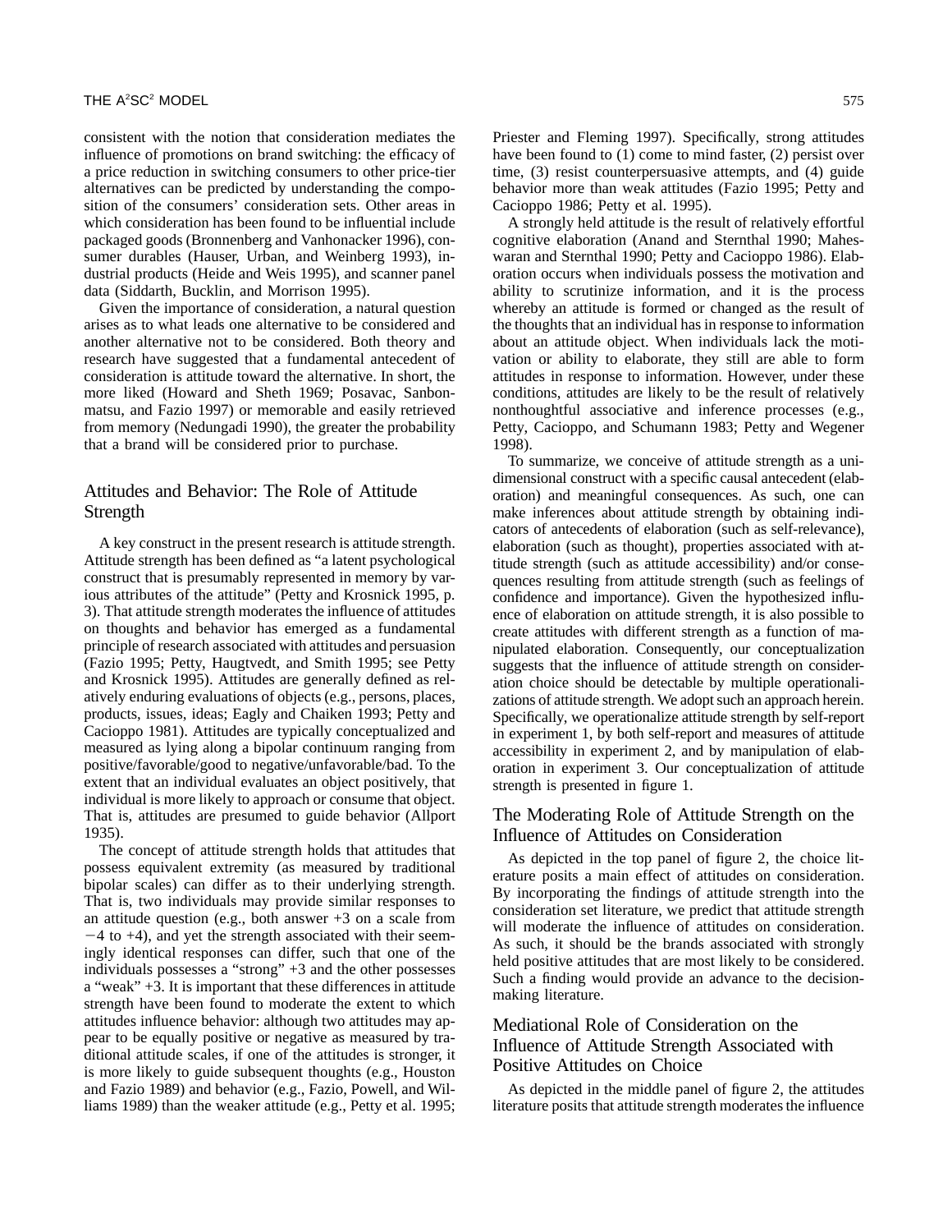consistent with the notion that consideration mediates the influence of promotions on brand switching: the efficacy of a price reduction in switching consumers to other price-tier alternatives can be predicted by understanding the composition of the consumers' consideration sets. Other areas in which consideration has been found to be influential include packaged goods (Bronnenberg and Vanhonacker 1996), consumer durables (Hauser, Urban, and Weinberg 1993), industrial products (Heide and Weis 1995), and scanner panel data (Siddarth, Bucklin, and Morrison 1995).

Given the importance of consideration, a natural question arises as to what leads one alternative to be considered and another alternative not to be considered. Both theory and research have suggested that a fundamental antecedent of consideration is attitude toward the alternative. In short, the more liked (Howard and Sheth 1969; Posavac, Sanbonmatsu, and Fazio 1997) or memorable and easily retrieved from memory (Nedungadi 1990), the greater the probability that a brand will be considered prior to purchase.

## Attitudes and Behavior: The Role of Attitude Strength

A key construct in the present research is attitude strength. Attitude strength has been defined as "a latent psychological construct that is presumably represented in memory by various attributes of the attitude" (Petty and Krosnick 1995, p. 3). That attitude strength moderates the influence of attitudes on thoughts and behavior has emerged as a fundamental principle of research associated with attitudes and persuasion (Fazio 1995; Petty, Haugtvedt, and Smith 1995; see Petty and Krosnick 1995). Attitudes are generally defined as relatively enduring evaluations of objects (e.g., persons, places, products, issues, ideas; Eagly and Chaiken 1993; Petty and Cacioppo 1981). Attitudes are typically conceptualized and measured as lying along a bipolar continuum ranging from positive/favorable/good to negative/unfavorable/bad. To the extent that an individual evaluates an object positively, that individual is more likely to approach or consume that object. That is, attitudes are presumed to guide behavior (Allport 1935).

The concept of attitude strength holds that attitudes that possess equivalent extremity (as measured by traditional bipolar scales) can differ as to their underlying strength. That is, two individuals may provide similar responses to an attitude question (e.g., both answer +3 on a scale from −4 to +4), and yet the strength associated with their seemingly identical responses can differ, such that one of the individuals possesses a "strong" +3 and the other possesses a "weak" +3. It is important that these differences in attitude strength have been found to moderate the extent to which attitudes influence behavior: although two attitudes may appear to be equally positive or negative as measured by traditional attitude scales, if one of the attitudes is stronger, it is more likely to guide subsequent thoughts (e.g., Houston and Fazio 1989) and behavior (e.g., Fazio, Powell, and Williams 1989) than the weaker attitude (e.g., Petty et al. 1995; Priester and Fleming 1997). Specifically, strong attitudes have been found to (1) come to mind faster, (2) persist over time, (3) resist counterpersuasive attempts, and (4) guide behavior more than weak attitudes (Fazio 1995; Petty and Cacioppo 1986; Petty et al. 1995).

A strongly held attitude is the result of relatively effortful cognitive elaboration (Anand and Sternthal 1990; Maheswaran and Sternthal 1990; Petty and Cacioppo 1986). Elaboration occurs when individuals possess the motivation and ability to scrutinize information, and it is the process whereby an attitude is formed or changed as the result of the thoughts that an individual has in response to information about an attitude object. When individuals lack the motivation or ability to elaborate, they still are able to form attitudes in response to information. However, under these conditions, attitudes are likely to be the result of relatively nonthoughtful associative and inference processes (e.g., Petty, Cacioppo, and Schumann 1983; Petty and Wegener 1998).

To summarize, we conceive of attitude strength as a unidimensional construct with a specific causal antecedent (elaboration) and meaningful consequences. As such, one can make inferences about attitude strength by obtaining indicators of antecedents of elaboration (such as self-relevance), elaboration (such as thought), properties associated with attitude strength (such as attitude accessibility) and/or consequences resulting from attitude strength (such as feelings of confidence and importance). Given the hypothesized influence of elaboration on attitude strength, it is also possible to create attitudes with different strength as a function of manipulated elaboration. Consequently, our conceptualization suggests that the influence of attitude strength on consideration choice should be detectable by multiple operationalizations of attitude strength. We adopt such an approach herein. Specifically, we operationalize attitude strength by self-report in experiment 1, by both self-report and measures of attitude accessibility in experiment 2, and by manipulation of elaboration in experiment 3. Our conceptualization of attitude strength is presented in figure 1.

## The Moderating Role of Attitude Strength on the Influence of Attitudes on Consideration

As depicted in the top panel of figure 2, the choice literature posits a main effect of attitudes on consideration. By incorporating the findings of attitude strength into the consideration set literature, we predict that attitude strength will moderate the influence of attitudes on consideration. As such, it should be the brands associated with strongly held positive attitudes that are most likely to be considered. Such a finding would provide an advance to the decision-making literature.

## Mediational Role of Consideration on the Influence of Attitude Strength Associated with Positive Attitudes on Choice

As depicted in the middle panel of figure 2, the attitudes literature posits that attitude strength moderates the influence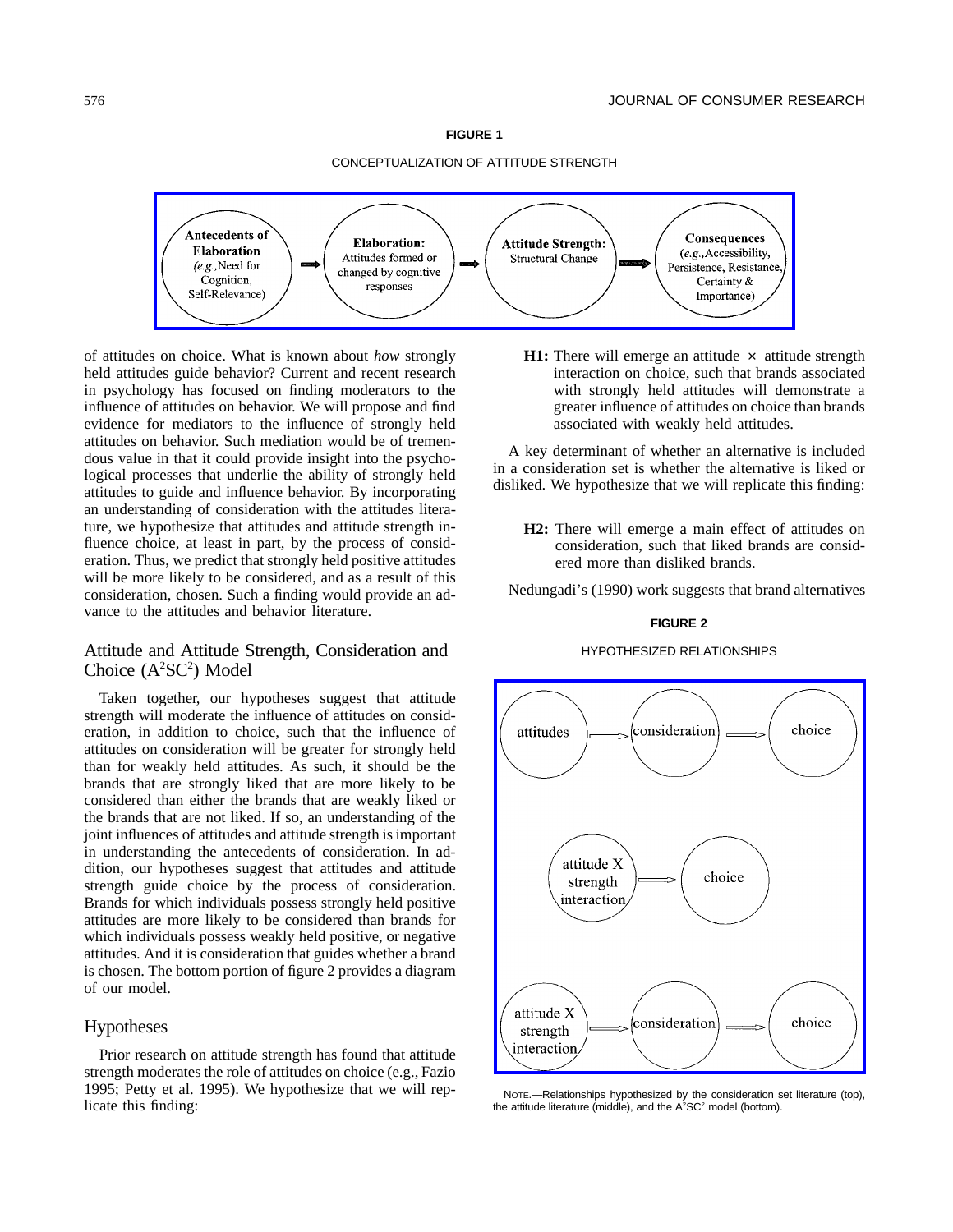**FIGURE 1**

CONCEPTUALIZATION OF ATTITUDE STRENGTH

**Antecedents of Elaboration** (*e.g.*, Need for Cognition, Self-Relevance)

**Elaboration:** Attitudes formed or changed by cognitive responses

**Attitude Strength:** Structural Change

**Consequences** (*e.g.*, Accessibility, Persistence, Resistance, Certainty & Importance)

of attitudes on choice. What is known about *how* strongly held attitudes guide behavior? Current and recent research in psychology has focused on finding moderators to the influence of attitudes on behavior. We will propose and find evidence for mediators to the influence of strongly held attitudes on behavior. Such mediation would be of tremendous value in that it could provide insight into the psychological processes that underlie the ability of strongly held attitudes to guide and influence behavior. By incorporating an understanding of consideration with the attitudes literature, we hypothesize that attitudes and attitude strength influence choice, at least in part, by the process of consideration. Thus, we predict that strongly held positive attitudes will be more likely to be considered, and as a result of this consideration, chosen. Such a finding would provide an advance to the attitudes and behavior literature.

## Attitude and Attitude Strength, Consideration and Choice ($A^2SC^2$) Model

Taken together, our hypotheses suggest that attitude strength will moderate the influence of attitudes on consideration, in addition to choice, such that the influence of attitudes on consideration will be greater for strongly held than for weakly held attitudes. As such, it should be the brands that are strongly liked that are more likely to be considered than either the brands that are weakly liked or the brands that are not liked. If so, an understanding of the joint influences of attitudes and attitude strength is important in understanding the antecedents of consideration. In addition, our hypotheses suggest that attitudes and attitude strength guide choice by the process of consideration. Brands for which individuals possess strongly held positive attitudes are more likely to be considered than brands for which individuals possess weakly held positive, or negative attitudes. And it is consideration that guides whether a brand is chosen. The bottom portion of figure 2 provides a diagram of our model.

## Hypotheses

Prior research on attitude strength has found that attitude strength moderates the role of attitudes on choice (e.g., Fazio 1995; Petty et al. 1995). We hypothesize that we will replicate this finding:

> **H1:** There will emerge an attitude × attitude strength interaction on choice, such that brands associated with strongly held attitudes will demonstrate a greater influence of attitudes on choice than brands associated with weakly held attitudes.

A key determinant of whether an alternative is included in a consideration set is whether the alternative is liked or disliked. We hypothesize that we will replicate this finding:

> **H2:** There will emerge a main effect of attitudes on consideration, such that liked brands are considered more than disliked brands.

Nedungadi's (1990) work suggests that brand alternatives

**FIGURE 2**

HYPOTHESIZED RELATIONSHIPS

attitudes → consideration → choice

attitude X strength interaction → choice

attitude X strength interaction → consideration → choice

NOTE.—Relationships hypothesized by the consideration set literature (top), the attitude literature (middle), and the $A^2SC^2$ model (bottom).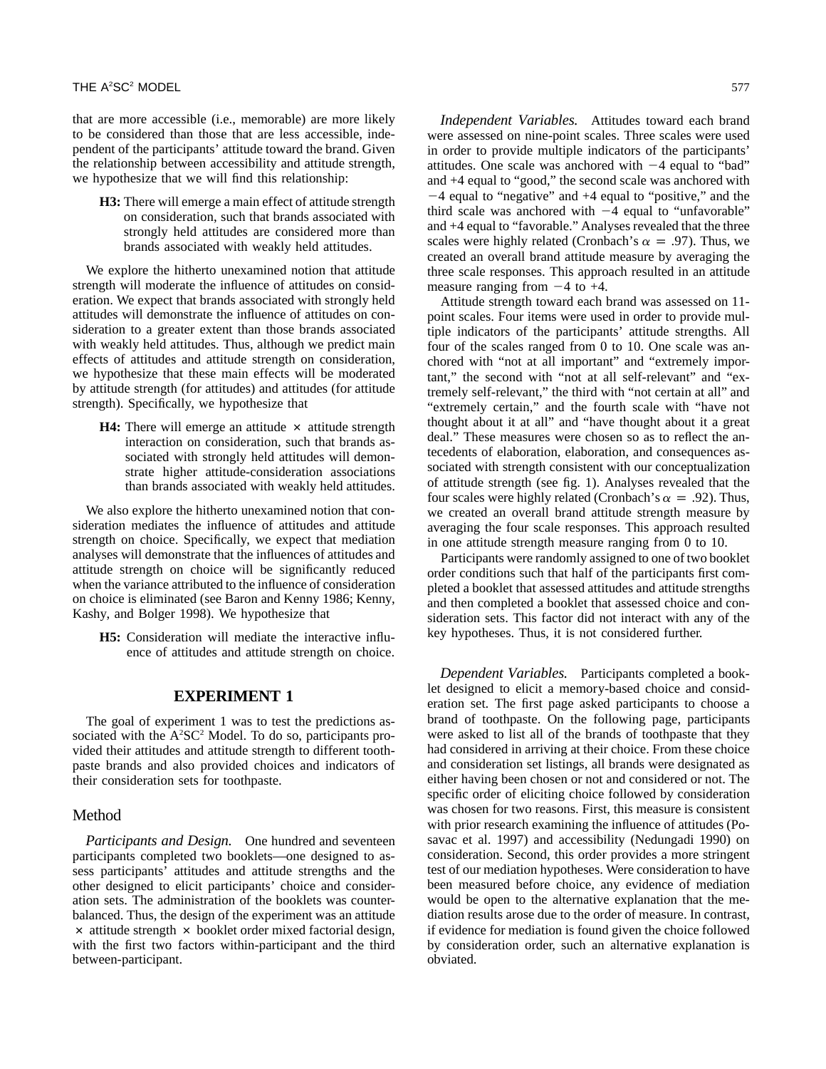that are more accessible (i.e., memorable) are more likely to be considered than those that are less accessible, independent of the participants' attitude toward the brand. Given the relationship between accessibility and attitude strength, we hypothesize that we will find this relationship:

> **H3:** There will emerge a main effect of attitude strength on consideration, such that brands associated with strongly held attitudes are considered more than brands associated with weakly held attitudes.

We explore the hitherto unexamined notion that attitude strength will moderate the influence of attitudes on consideration. We expect that brands associated with strongly held attitudes will demonstrate the influence of attitudes on consideration to a greater extent than those brands associated with weakly held attitudes. Thus, although we predict main effects of attitudes and attitude strength on consideration, we hypothesize that these main effects will be moderated by attitude strength (for attitudes) and attitudes (for attitude strength). Specifically, we hypothesize that

> **H4:** There will emerge an attitude × attitude strength interaction on consideration, such that brands associated with strongly held attitudes will demonstrate higher attitude-consideration associations than brands associated with weakly held attitudes.

We also explore the hitherto unexamined notion that consideration mediates the influence of attitudes and attitude strength on choice. Specifically, we expect that mediation analyses will demonstrate that the influences of attitudes and attitude strength on choice will be significantly reduced when the variance attributed to the influence of consideration on choice is eliminated (see Baron and Kenny 1986; Kenny, Kashy, and Bolger 1998). We hypothesize that

> **H5:** Consideration will mediate the interactive influence of attitudes and attitude strength on choice.

## EXPERIMENT 1

The goal of experiment 1 was to test the predictions associated with the $A^2SC^2$ Model. To do so, participants provided their attitudes and attitude strength to different toothpaste brands and also provided choices and indicators of their consideration sets for toothpaste.

### Method

*Participants and Design.* One hundred and seventeen participants completed two booklets—one designed to assess participants' attitudes and attitude strengths and the other designed to elicit participants' choice and consideration sets. The administration of the booklets was counterbalanced. Thus, the design of the experiment was an attitude × attitude strength × booklet order mixed factorial design, with the first two factors within-participant and the third between-participant.

*Independent Variables.* Attitudes toward each brand were assessed on nine-point scales. Three scales were used in order to provide multiple indicators of the participants' attitudes. One scale was anchored with $-4$ equal to "bad" and +4 equal to "good," the second scale was anchored with $-4$ equal to "negative" and +4 equal to "positive," and the third scale was anchored with $-4$ equal to "unfavorable" and +4 equal to "favorable." Analyses revealed that the three scales were highly related (Cronbach's $\alpha = .97$). Thus, we created an overall brand attitude measure by averaging the three scale responses. This approach resulted in an attitude measure ranging from $-4$ to +4.

Attitude strength toward each brand was assessed on 11-point scales. Four items were used in order to provide multiple indicators of the participants' attitude strengths. All four of the scales ranged from 0 to 10. One scale was anchored with "not at all important" and "extremely important," the second with "not at all self-relevant" and "extremely self-relevant," the third with "not certain at all" and "extremely certain," and the fourth scale with "have not thought about it at all" and "have thought about it a great deal." These measures were chosen so as to reflect the antecedents of elaboration, elaboration, and consequences associated with strength consistent with our conceptualization of attitude strength (see fig. 1). Analyses revealed that the four scales were highly related (Cronbach's $\alpha = .92$). Thus, we created an overall brand attitude strength measure by averaging the four scale responses. This approach resulted in one attitude strength measure ranging from 0 to 10.

Participants were randomly assigned to one of two booklet order conditions such that half of the participants first completed a booklet that assessed attitudes and attitude strengths and then completed a booklet that assessed choice and consideration sets. This factor did not interact with any of the key hypotheses. Thus, it is not considered further.

*Dependent Variables.* Participants completed a booklet designed to elicit a memory-based choice and consideration set. The first page asked participants to choose a brand of toothpaste. On the following page, participants were asked to list all of the brands of toothpaste that they had considered in arriving at their choice. From these choice and consideration set listings, all brands were designated as either having been chosen or not and considered or not. The specific order of eliciting choice followed by consideration was chosen for two reasons. First, this measure is consistent with prior research examining the influence of attitudes (Posavac et al. 1997) and accessibility (Nedungadi 1990) on consideration. Second, this order provides a more stringent test of our mediation hypotheses. Were consideration to have been measured before choice, any evidence of mediation would be open to the alternative explanation that the mediation results arose due to the order of measure. In contrast, if evidence for mediation is found given the choice followed by consideration order, such an alternative explanation is obviated.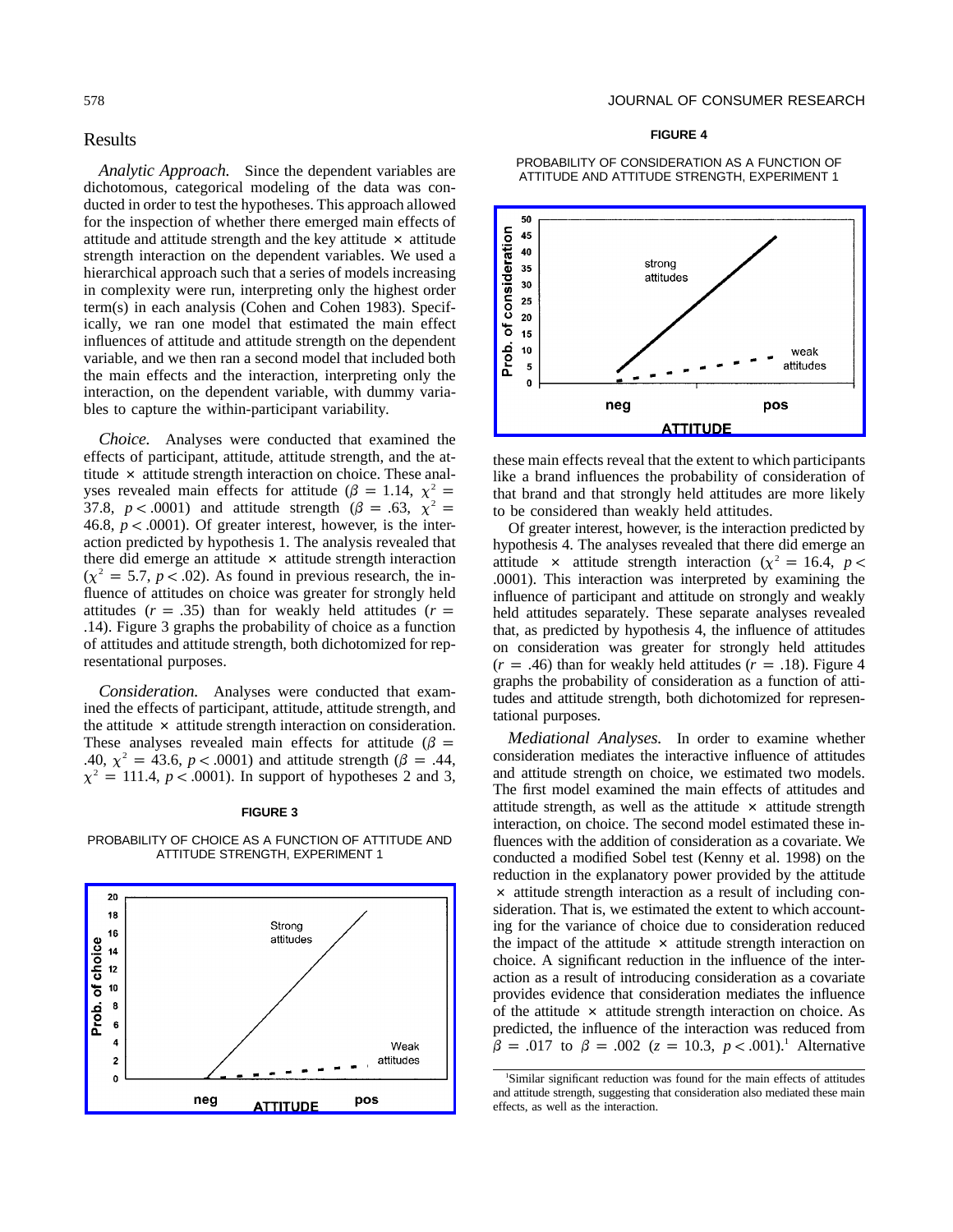## Results

*Analytic Approach.* Since the dependent variables are dichotomous, categorical modeling of the data was conducted in order to test the hypotheses. This approach allowed for the inspection of whether there emerged main effects of attitude and attitude strength and the key attitude × attitude strength interaction on the dependent variables. We used a hierarchical approach such that a series of models increasing in complexity were run, interpreting only the highest order term(s) in each analysis (Cohen and Cohen 1983). Specifically, we ran one model that estimated the main effect influences of attitude and attitude strength on the dependent variable, and we then ran a second model that included both the main effects and the interaction, interpreting only the interaction, on the dependent variable, with dummy variables to capture the within-participant variability.

*Choice.* Analyses were conducted that examined the effects of participant, attitude, attitude strength, and the attitude × attitude strength interaction on choice. These analyses revealed main effects for attitude ($\beta = 1.14$, $\chi^2 = 37.8$, $p < .0001$) and attitude strength ($\beta = .63$, $\chi^2 = 46.8$, $p < .0001$). Of greater interest, however, is the interaction predicted by hypothesis 1. The analysis revealed that there did emerge an attitude × attitude strength interaction ($\chi^2 = 5.7$, $p < .02$). As found in previous research, the influence of attitudes on choice was greater for strongly held attitudes ($r = .35$) than for weakly held attitudes ($r = .14$). Figure 3 graphs the probability of choice as a function of attitudes and attitude strength, both dichotomized for representational purposes.

*Consideration.* Analyses were conducted that examined the effects of participant, attitude, attitude strength, and the attitude × attitude strength interaction on consideration. These analyses revealed main effects for attitude ($\beta = .40$, $\chi^2 = 43.6$, $p < .0001$) and attitude strength ($\beta = .44$, $\chi^2 = 111.4$, $p < .0001$). In support of hypotheses 2 and 3, these main effects reveal that the extent to which participants like a brand influences the probability of consideration of that brand and that strongly held attitudes are more likely to be considered than weakly held attitudes.

**FIGURE 3**

PROBABILITY OF CHOICE AS A FUNCTION OF ATTITUDE AND ATTITUDE STRENGTH, EXPERIMENT 1

**FIGURE 4**

PROBABILITY OF CONSIDERATION AS A FUNCTION OF ATTITUDE AND ATTITUDE STRENGTH, EXPERIMENT 1

Of greater interest, however, is the interaction predicted by hypothesis 4. The analyses revealed that there did emerge an attitude × attitude strength interaction ($\chi^2 = 16.4$, $p < .0001$). This interaction was interpreted by examining the influence of participant and attitude on strongly and weakly held attitudes separately. These separate analyses revealed that, as predicted by hypothesis 4, the influence of attitudes on consideration was greater for strongly held attitudes ($r = .46$) than for weakly held attitudes ($r = .18$). Figure 4 graphs the probability of consideration as a function of attitudes and attitude strength, both dichotomized for representational purposes.

*Mediational Analyses.* In order to examine whether consideration mediates the interactive influence of attitudes and attitude strength on choice, we estimated two models. The first model examined the main effects of attitude and attitude strength, as well as the attitude × attitude strength interaction, on choice. The second model estimated these influences with the addition of consideration as a covariate. We conducted a modified Sobel test (Kenny et al. 1998) on the reduction in the explanatory power provided by the attitude × attitude strength interaction as a result of including consideration. That is, we estimated the extent to which accounting for the variance of choice due to consideration reduced the impact of the attitude × attitude strength interaction on choice. A significant reduction in the influence of the interaction as a result of introducing consideration as a covariate provides evidence that consideration mediates the influence of the attitude × attitude strength interaction on choice. As predicted, the influence of the interaction was reduced from $\beta = .017$ to $\beta = .002$ ($z = 10.3$, $p < .001$).[1] Alternative

[1]Similar significant reduction was found for the main effects of attitudes and attitude strength, suggesting that consideration also mediated these main effects, as well as the interaction.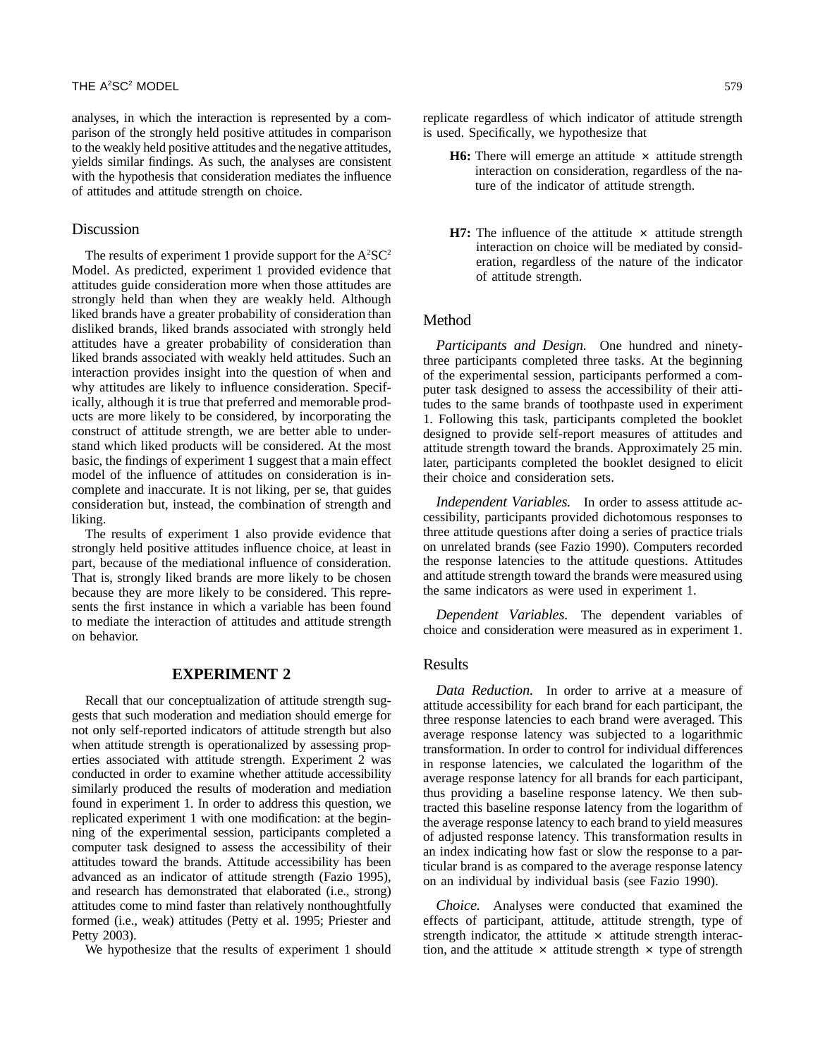analyses, in which the interaction is represented by a comparison of the strongly held positive attitudes in comparison to the weakly held positive attitudes and the negative attitudes, yields similar findings. As such, the analyses are consistent with the hypothesis that consideration mediates the influence of attitudes and attitude strength on choice.

### Discussion

The results of experiment 1 provide support for the $A^2SC^2$ Model. As predicted, experiment 1 provided evidence that attitudes guide consideration more when those attitudes are strongly held than when they are weakly held. Although liked brands have a greater probability of consideration than disliked brands, liked brands associated with strongly held attitudes have a greater probability of consideration than liked brands associated with weakly held attitudes. Such an interaction provides insight into the question of when and why attitudes are likely to influence consideration. Specifically, although it is true that preferred and memorable products are more likely to be considered, by incorporating the construct of attitude strength, we are better able to understand which liked products will be considered. At the most basic, the findings of experiment 1 suggest that a main effect model of the influence of attitudes on consideration is incomplete and inaccurate. It is not liking, per se, that guides consideration but, instead, the combination of strength and liking.

The results of experiment 1 also provide evidence that strongly held positive attitudes influence choice, at least in part, because of the mediational influence of consideration. That is, strongly liked brands are more likely to be chosen because they are more likely to be considered. This represents the first instance in which a variable has been found to mediate the interaction of attitudes and attitude strength on behavior.

## EXPERIMENT 2

Recall that our conceptualization of attitude strength suggests that such moderation and mediation should emerge for not only self-reported indicators of attitude strength but also when attitude strength is operationalized by assessing properties associated with attitude strength. Experiment 2 was conducted in order to examine whether attitude accessibility similarly produced the results of moderation and mediation found in experiment 1. In order to address this question, we replicated experiment 1 with one modification: at the beginning of the experimental session, participants completed a computer task designed to assess the accessibility of their attitudes toward the brands. Attitude accessibility has been advanced as an indicator of attitude strength (Fazio 1995), and research has demonstrated that elaborated (i.e., strong) attitudes come to mind faster than relatively nonthoughtfully formed (i.e., weak) attitudes (Petty et al. 1995; Priester and Petty 2003).

We hypothesize that the results of experiment 1 should replicate regardless of which indicator of attitude strength is used. Specifically, we hypothesize that

**H6:** There will emerge an attitude × attitude strength interaction on consideration, regardless of the nature of the indicator of attitude strength.

**H7:** The influence of the attitude × attitude strength interaction on choice will be mediated by consideration, regardless of the nature of the indicator of attitude strength.

### Method

*Participants and Design.* One hundred and ninety-three participants completed three tasks. At the beginning of the experimental session, participants performed a computer task designed to assess the accessibility of their attitudes to the same brands of toothpaste used in experiment 1. Following this task, participants completed the booklet designed to provide self-report measures of attitudes and attitude strength toward the brands. Approximately 25 min. later, participants completed the booklet designed to elicit their choice and consideration sets.

*Independent Variables.* In order to assess attitude accessibility, participants provided dichotomous responses to three attitude questions after doing a series of practice trials on unrelated brands (see Fazio 1990). Computers recorded the response latencies to the attitude questions. Attitudes and attitude strength toward the brands were measured using the same indicators as were used in experiment 1.

*Dependent Variables.* The dependent variables of choice and consideration were measured as in experiment 1.

### Results

*Data Reduction.* In order to arrive at a measure of attitude accessibility for each brand for each participant, the three response latencies to each brand were averaged. This average response latency was subjected to a logarithmic transformation. In order to control for individual differences in response latencies, we calculated the logarithm of the average response latency for all brands for each participant, thus providing a baseline response latency. We then subtracted this baseline response latency from the logarithm of the average response latency to each brand to yield measures of adjusted response latency. This transformation results in an index indicating how fast or slow the response to a particular brand is as compared to the average response latency on an individual by individual basis (see Fazio 1990).

*Choice.* Analyses were conducted that examined the effects of participant, attitude, attitude strength, type of strength indicator, the attitude × attitude strength interaction, and the attitude × attitude strength × type of strength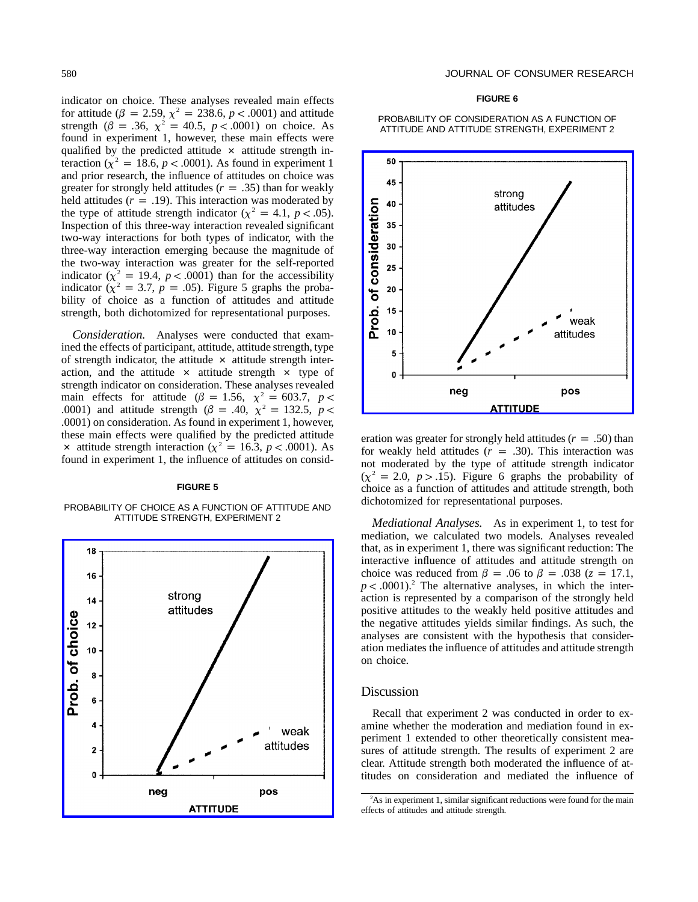indicator on choice. These analyses revealed main effects for attitude ($\beta = 2.59$, $\chi^2 = 238.6$, $p < .0001$) and attitude strength ($\beta = .36$, $\chi^2 = 40.5$, $p < .0001$) on choice. As found in experiment 1, however, these main effects were qualified by the predicted attitude × attitude strength interaction ($\chi^2 = 18.6$, $p < .0001$). As found in experiment 1 and prior research, the influence of attitudes on choice was greater for strongly held attitudes ($r = .35$) than for weakly held attitudes ($r = .19$). This interaction was moderated by the type of attitude strength indicator ($\chi^2 = 4.1$, $p < .05$). Inspection of this three-way interaction revealed significant two-way interactions for both types of indicator, with the three-way interaction emerging because the magnitude of the two-way interaction was greater for the self-reported indicator ($\chi^2 = 19.4$, $p < .0001$) than for the accessibility indicator ($\chi^2 = 3.7$, $p = .05$). Figure 5 graphs the probability of choice as a function of attitudes and attitude strength, both dichotomized for representational purposes.

*Consideration.* Analyses were conducted that examined the effects of participant, attitude, attitude strength, type of strength indicator, the attitude × attitude strength interaction, and the attitude × attitude strength × type of strength indicator on consideration. These analyses revealed main effects for attitude ($\beta = 1.56$, $\chi^2 = 603.7$, $p < .0001$) and attitude strength ($\beta = .40$, $\chi^2 = 132.5$, $p < .0001$) on consideration. As found in experiment 1, however, these main effects were qualified by the predicted attitude × attitude strength interaction ($\chi^2 = 16.3$, $p < .0001$). As found in experiment 1, the influence of attitudes on consideration was greater for strongly held attitudes ($r = .50$) than for weakly held attitudes ($r = .30$). This interaction was not moderated by the type of attitude strength indicator ($\chi^2 = 2.0$, $p > .15$). Figure 6 graphs the probability of choice as a function of attitudes and attitude strength, both dichotomized for representational purposes.

**FIGURE 5**

PROBABILITY OF CHOICE AS A FUNCTION OF ATTITUDE AND ATTITUDE STRENGTH, EXPERIMENT 2

**FIGURE 6**

PROBABILITY OF CONSIDERATION AS A FUNCTION OF ATTITUDE AND ATTITUDE STRENGTH, EXPERIMENT 2

*Mediational Analyses.* As in experiment 1, to test for mediation, we calculated two models. Analyses revealed that, as in experiment 1, there was significant reduction: The interactive influence of attitudes and attitude strength on choice was reduced from $\beta = .06$ to $\beta = .038$ ($z = 17.1$, $p < .0001$).[2] The alternative analyses, in which the interaction is represented by a comparison of the strongly held positive attitudes to the weakly held positive attitudes and the negative attitudes yields similar findings. As such, the analyses are consistent with the hypothesis that consideration mediates the influence of attitudes and attitude strength on choice.

## Discussion

Recall that experiment 2 was conducted in order to examine whether the moderation and mediation found in experiment 1 extended to other theoretically consistent measures of attitude strength. The results of experiment 2 are clear. Attitude strength both moderated the influence of attitudes on consideration and mediated the influence of

[2]As in experiment 1, similar significant reductions were found for the main effects of attitudes and attitude strength.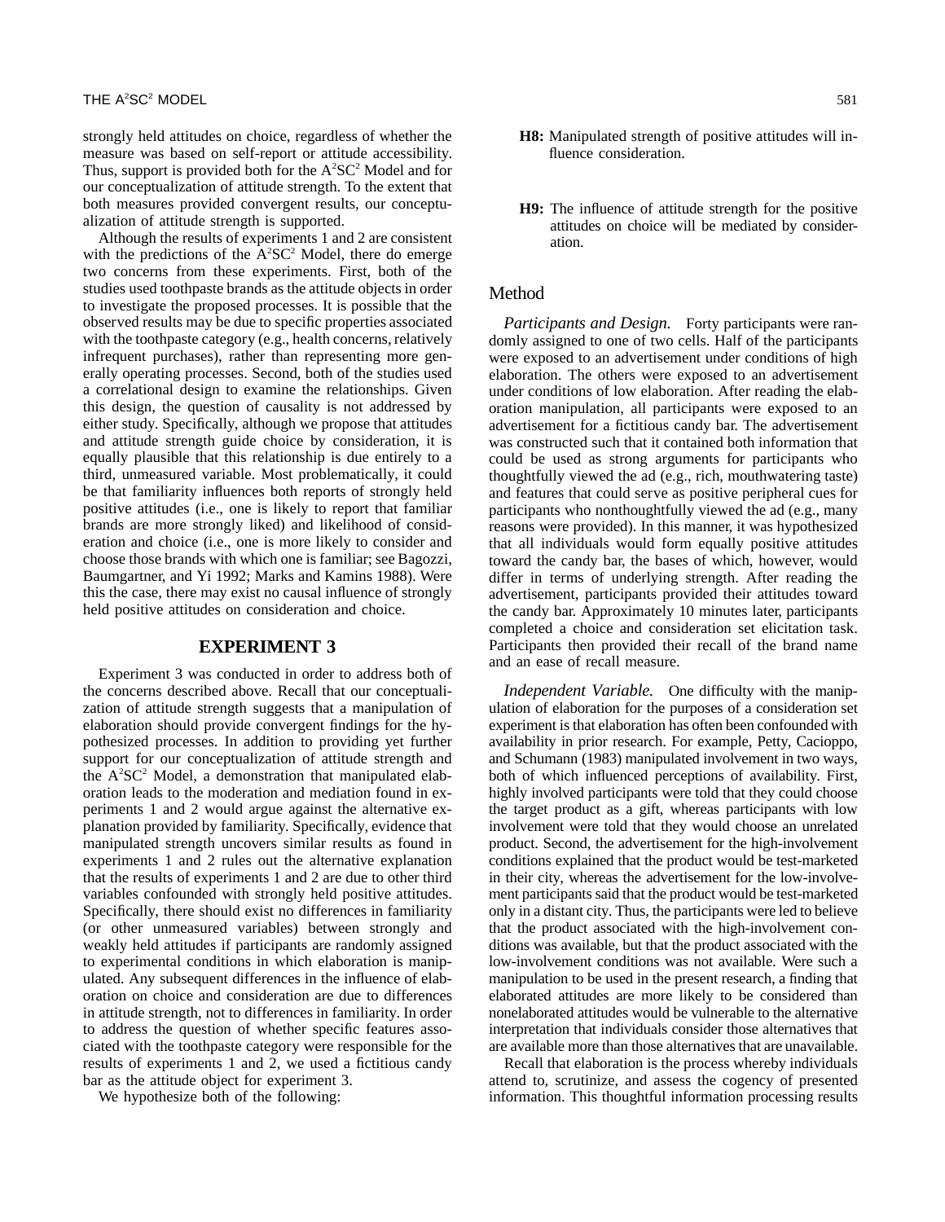strongly held attitudes on choice, regardless of whether the measure was based on self-report or attitude accessibility. Thus, support is provided both for the $A^2SC^2$ Model and for our conceptualization of attitude strength. To the extent that both measures provided convergent results, our conceptualization of attitude strength is supported.

Although the results of experiments 1 and 2 are consistent with the predictions of the $A^2SC^2$ Model, there do emerge two concerns from these experiments. First, both of the studies used toothpaste brands as the attitude objects in order to investigate the proposed processes. It is possible that the observed results may be due to specific properties associated with the toothpaste category (e.g., health concerns, relatively infrequent purchases), rather than representing more generally operating processes. Second, both of the studies used a correlational design to examine the relationships. Given this design, the question of causality is not addressed by either study. Specifically, although we propose that attitudes and attitude strength guide choice by consideration, it is equally plausible that this relationship is due entirely to a third, unmeasured variable. Most problematically, it could be that familiarity influences both reports of strongly held positive attitudes (i.e., one is likely to report that familiar brands are more strongly liked) and likelihood of consideration and choice (i.e., one is more likely to consider and choose those brands with which one is familiar; see Bagozzi, Baumgartner, and Yi 1992; Marks and Kamins 1988). Were this the case, there may exist no causal influence of strongly held positive attitudes on consideration and choice.

## EXPERIMENT 3

Experiment 3 was conducted in order to address both of the concerns described above. Recall that our conceptualization of attitude strength suggests that a manipulation of elaboration should provide convergent findings for the hypothesized processes. In addition to providing yet further support for our conceptualization of attitude strength and the $A^2SC^2$ Model, a demonstration that manipulated elaboration leads to the moderation and mediation found in experiments 1 and 2 would argue against the alternative explanation provided by familiarity. Specifically, evidence that manipulated strength uncovers similar results as found in experiments 1 and 2 rules out the alternative explanation that the results of experiments 1 and 2 are due to other third variables confounded with strongly held positive attitudes. Specifically, there should exist no differences in familiarity (or other unmeasured variables) between strongly and weakly held attitudes if participants are randomly assigned to experimental conditions in which elaboration is manipulated. Any subsequent differences in the influence of elaboration on choice and consideration are due to differences in attitude strength, not to differences in familiarity. In order to address the question of whether specific features associated with the toothpaste category were responsible for the results of experiments 1 and 2, we used a fictitious candy bar as the attitude object for experiment 3.

We hypothesize both of the following:

**H8:** Manipulated strength of positive attitudes will influence consideration.

**H9:** The influence of attitude strength for the positive attitudes on choice will be mediated by consideration.

### Method

*Participants and Design.* Forty participants were randomly assigned to one of two cells. Half of the participants were exposed to an advertisement under conditions of high elaboration. The others were exposed to an advertisement under conditions of low elaboration. After reading the elaboration manipulation, all participants were exposed to an advertisement for a fictitious candy bar. The advertisement was constructed such that it contained both information that could be used as strong arguments for participants who thoughtfully viewed the ad (e.g., rich, mouthwatering taste) and features that could serve as positive peripheral cues for participants who nonthoughtfully viewed the ad (e.g., many reasons were provided). In this manner, it was hypothesized that all individuals would form equally positive attitudes toward the candy bar, the bases of which, however, would differ in terms of underlying strength. After reading the advertisement, participants provided their attitudes toward the candy bar. Approximately 10 minutes later, participants completed a choice and consideration set elicitation task. Participants then provided their recall of the brand name and an ease of recall measure.

*Independent Variable.* One difficulty with the manipulation of elaboration for the purposes of a consideration set experiment is that elaboration has often been confounded with availability in prior research. For example, Petty, Cacioppo, and Schumann (1983) manipulated involvement in two ways, both of which influenced perceptions of availability. First, highly involved participants were told that they could choose the target product as a gift, whereas participants with low involvement were told that they would choose an unrelated product. Second, the advertisement for the high-involvement conditions explained that the product would be test-marketed in their city, whereas the advertisement for the low-involvement participants said that the product would be test-marketed only in a distant city. Thus, the participants were led to believe that the product associated with the high-involvement conditions was available, but that the product associated with the low-involvement conditions was not available. Were such a manipulation to be used in the present research, a finding that elaborated attitudes are more likely to be considered than nonelaborated attitudes would be vulnerable to the alternative interpretation that individuals consider those alternatives that are available more than those alternatives that are unavailable.

Recall that elaboration is the process whereby individuals attend to, scrutinize, and assess the cogency of presented information. This thoughtful information processing results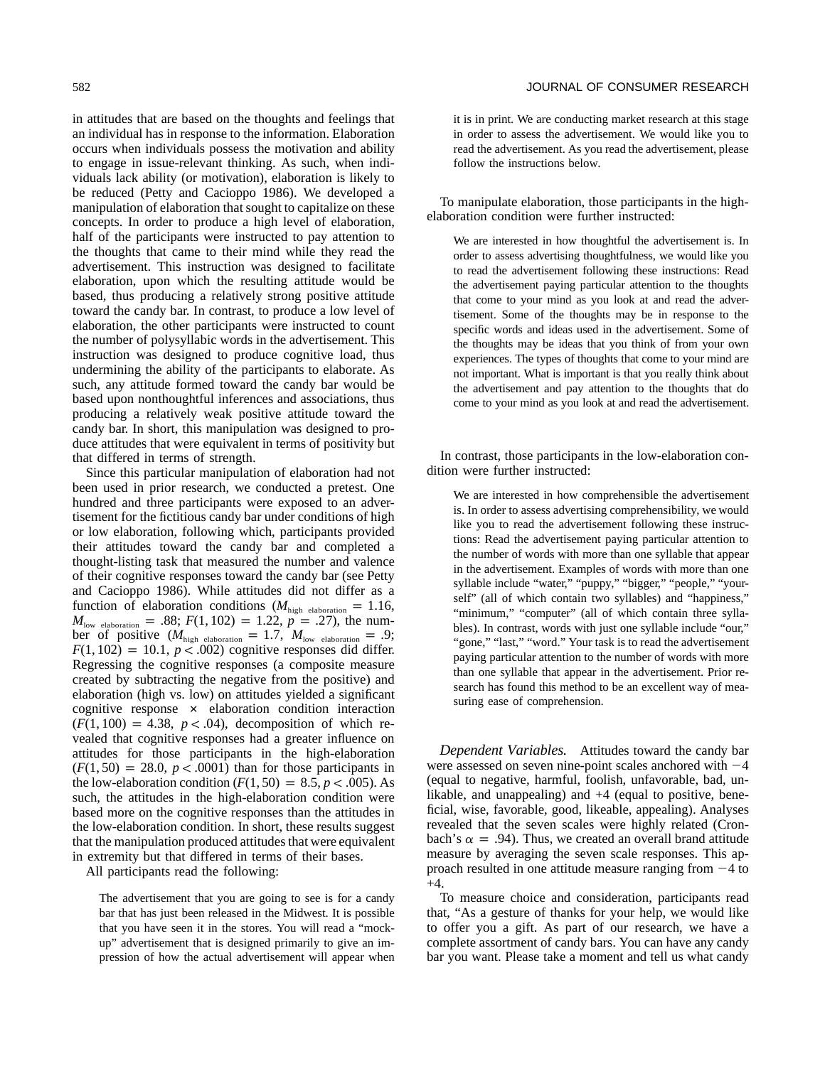in attitudes that are based on the thoughts and feelings that an individual has in response to the information. Elaboration occurs when individuals possess the motivation and ability to engage in issue-relevant thinking. As such, when individuals lack ability (or motivation), elaboration is likely to be reduced (Petty and Cacioppo 1986). We developed a manipulation of elaboration that sought to capitalize on these concepts. In order to produce a high level of elaboration, half of the participants were instructed to pay attention to the thoughts that came to their mind while they read the advertisement. This instruction was designed to facilitate elaboration, upon which the resulting attitude would be based, thus producing a relatively strong positive attitude toward the candy bar. In contrast, to produce a low level of elaboration, the other participants were instructed to count the number of polysyllabic words in the advertisement. This instruction was designed to produce cognitive load, thus undermining the ability of the participants to elaborate. As such, any attitude formed toward the candy bar would be based upon nonthoughtful inferences and associations, thus producing a relatively weak positive attitude toward the candy bar. In short, this manipulation was designed to produce attitudes that were equivalent in terms of positivity but that differed in terms of strength.

Since this particular manipulation of elaboration had not been used in prior research, we conducted a pretest. One hundred and three participants were exposed to an advertisement for the fictitious candy bar under conditions of high or low elaboration, following which, participants provided their attitudes toward the candy bar and completed a thought-listing task that measured the number and valence of their cognitive responses toward the candy bar (see Petty and Cacioppo 1986). While attitudes did not differ as a function of elaboration conditions ($M_{\text{high elaboration}} = 1.16$, $M_{\text{low elaboration}} = .88$; $F(1, 102) = 1.22$, $p = .27$), the number of positive ($M_{\text{high elaboration}} = 1.7$, $M_{\text{low elaboration}} = .9$; $F(1, 102) = 10.1$, $p < .002$) cognitive responses did differ. Regressing the cognitive responses (a composite measure created by subtracting the negative from the positive) and elaboration (high vs. low) on attitudes yielded a significant cognitive response × elaboration condition interaction ($F(1, 100) = 4.38$, $p < .04$), decomposition of which revealed that cognitive responses had a greater influence on attitudes for those participants in the high-elaboration ($F(1, 50) = 28.0$, $p < .0001$) than for those participants in the low-elaboration condition ($F(1, 50) = 8.5$, $p < .005$). As such, the attitudes in the high-elaboration condition were based more on the cognitive responses than the attitudes in the low-elaboration condition. In short, these results suggest that the manipulation produced attitudes that were equivalent in extremity but that differed in terms of their bases.

All participants read the following:

> The advertisement that you are going to see is for a candy bar that has just been released in the Midwest. It is possible that you have seen it in the stores. You will read a "mock-up" advertisement that is designed primarily to give an impression of how the actual advertisement will appear when it is in print. We are conducting market research at this stage in order to assess the advertisement. We would like you to read the advertisement. As you read the advertisement, please follow the instructions below.

To manipulate elaboration, those participants in the high-elaboration condition were further instructed:

> We are interested in how thoughtful the advertisement is. In order to assess advertising thoughtfulness, we would like you to read the advertisement following these instructions: Read the advertisement paying particular attention to the thoughts that come to your mind as you look at and read the advertisement. Some of the thoughts may be in response to the specific words and ideas used in the advertisement. Some of the thoughts may be ideas that you think of from your own experiences. The types of thoughts that come to your mind are not important. What is important is that you really think about the advertisement and pay attention to the thoughts that do come to your mind as you look at and read the advertisement.

In contrast, those participants in the low-elaboration condition were further instructed:

> We are interested in how comprehensible the advertisement is. In order to assess advertising comprehensibility, we would like you to read the advertisement following these instructions: Read the advertisement paying particular attention to the number of words with more than one syllable that appear in the advertisement. Examples of words with more than one syllable include "water," "puppy," "bigger," "people," "yourself" (all of which contain two syllables) and "happiness," "minimum," "computer" (all of which contain three syllables). In contrast, words with just one syllable include "our," "gone," "last," "word." Your task is to read the advertisement paying particular attention to the number of words with more than one syllable that appear in the advertisement. Prior research has found this method to be an excellent way of measuring ease of comprehension.

*Dependent Variables.* Attitudes toward the candy bar were assessed on seven nine-point scales anchored with −4 (equal to negative, harmful, foolish, unfavorable, bad, unlikable, and unappealing) and +4 (equal to positive, beneficial, wise, favorable, good, likeable, appealing). Analyses revealed that the seven scales were highly related (Cronbach's $\alpha = .94$). Thus, we created an overall brand attitude measure by averaging the seven scale responses. This approach resulted in one attitude measure ranging from −4 to +4.

To measure choice and consideration, participants read that, "As a gesture of thanks for your help, we would like to offer you a gift. As part of our research, we have a complete assortment of candy bars. You can have any candy bar you want. Please take a moment and tell us what candy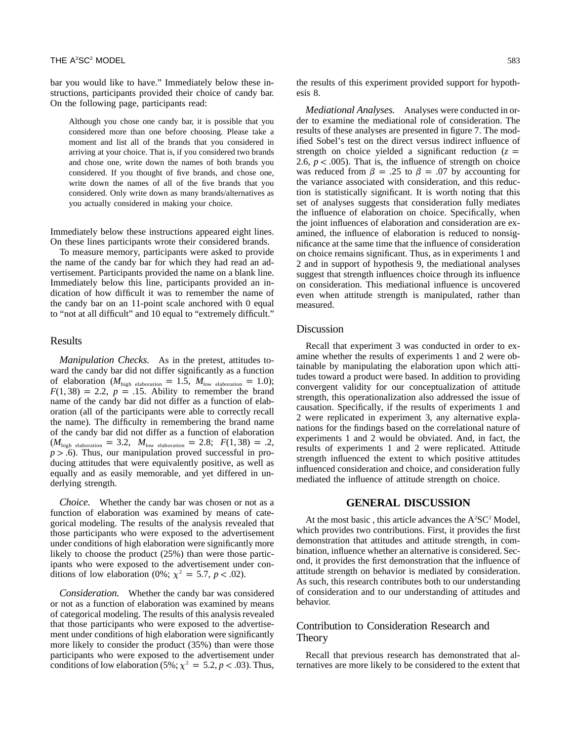bar you would like to have." Immediately below these instructions, participants provided their choice of candy bar. On the following page, participants read:

> Although you chose one candy bar, it is possible that you considered more than one before choosing. Please take a moment and list all of the brands that you considered in arriving at your choice. That is, if you considered two brands and chose one, write down the names of both brands you considered. If you thought of five brands, and chose one, write down the names of all of the five brands that you considered. Only write down as many brands/alternatives as you actually considered in making your choice.

Immediately below these instructions appeared eight lines. On these lines participants wrote their considered brands.

To measure memory, participants were asked to provide the name of the candy bar for which they had read an advertisement. Participants provided the name on a blank line. Immediately below this line, participants provided an indication of how difficult it was to remember the name of the candy bar on an 11-point scale anchored with 0 equal to "not at all difficult" and 10 equal to "extremely difficult."

## Results

*Manipulation Checks.* As in the pretest, attitudes toward the candy bar did not differ significantly as a function of elaboration ($M_{\text{high elaboration}} = 1.5$, $M_{\text{low elaboration}} = 1.0$); $F(1, 38) = 2.2$, $p = .15$. Ability to remember the brand name of the candy bar did not differ as a function of elaboration (all of the participants were able to correctly recall the name). The difficulty in remembering the brand name of the candy bar did not differ as a function of elaboration ($M_{\text{high elaboration}} = 3.2$, $M_{\text{low elaboration}} = 2.8$; $F(1, 38) = .2$, $p > .6$). Thus, our manipulation proved successful in producing attitudes that were equivalently positive, as well as equally and as easily memorable, and yet differed in underlying strength.

*Choice.* Whether the candy bar was chosen or not as a function of elaboration was examined by means of categorical modeling. The results of the analysis revealed that those participants who were exposed to the advertisement under conditions of high elaboration were significantly more likely to choose the product (25%) than were those participants who were exposed to the advertisement under conditions of low elaboration (0%; $\chi^2 = 5.7$, $p < .02$).

*Consideration.* Whether the candy bar was considered or not as a function of elaboration was examined by means of categorical modeling. The results of this analysis revealed that those participants who were exposed to the advertisement under conditions of high elaboration were significantly more likely to consider the product (35%) than were those participants who were exposed to the advertisement under conditions of low elaboration (5%; $\chi^2 = 5.2$, $p < .03$). Thus, the results of this experiment provided support for hypothesis 8.

*Mediational Analyses.* Analyses were conducted in order to examine the mediational role of consideration. The results of these analyses are presented in figure 7. The modified Sobel's test on the direct versus indirect influence of strength on choice yielded a significant reduction ($z = 2.6$, $p < .005$). That is, the influence of strength on choice was reduced from $\beta = .25$ to $\beta = .07$ by accounting for the variance associated with consideration, and this reduction is statistically significant. It is worth noting that this set of analyses suggests that consideration fully mediates the influence of elaboration on choice. Specifically, when the joint influences of elaboration and consideration are examined, the influence of elaboration is reduced to nonsignificance at the same time that the influence of consideration on choice remains significant. Thus, as in experiments 1 and 2 and in support of hypothesis 9, the mediational analyses suggest that strength influences choice through its influence on consideration. This mediational influence is uncovered even when attitude strength is manipulated, rather than measured.

## Discussion

Recall that experiment 3 was conducted in order to examine whether the results of experiments 1 and 2 were obtainable by manipulating the elaboration upon which attitudes toward a product were based. In addition to providing convergent validity for our conceptualization of attitude strength, this operationalization also addressed the issue of causation. Specifically, if the results of experiments 1 and 2 were replicated in experiment 3, any alternative explanations for the findings based on the correlational nature of experiments 1 and 2 would be obviated. And, in fact, the results of experiments 1 and 2 were replicated. Attitude strength influenced the extent to which positive attitudes influenced consideration and choice, and consideration fully mediated the influence of attitude strength on choice.

# GENERAL DISCUSSION

At the most basic , this article advances the $A^2SC^2$ Model, which provides two contributions. First, it provides the first demonstration that attitudes and attitude strength, in combination, influence whether an alternative is considered. Second, it provides the first demonstration that the influence of attitude strength on behavior is mediated by consideration. As such, this research contributes both to our understanding of consideration and to our understanding of attitudes and behavior.

## Contribution to Consideration Research and Theory

Recall that previous research has demonstrated that alternatives are more likely to be considered to the extent that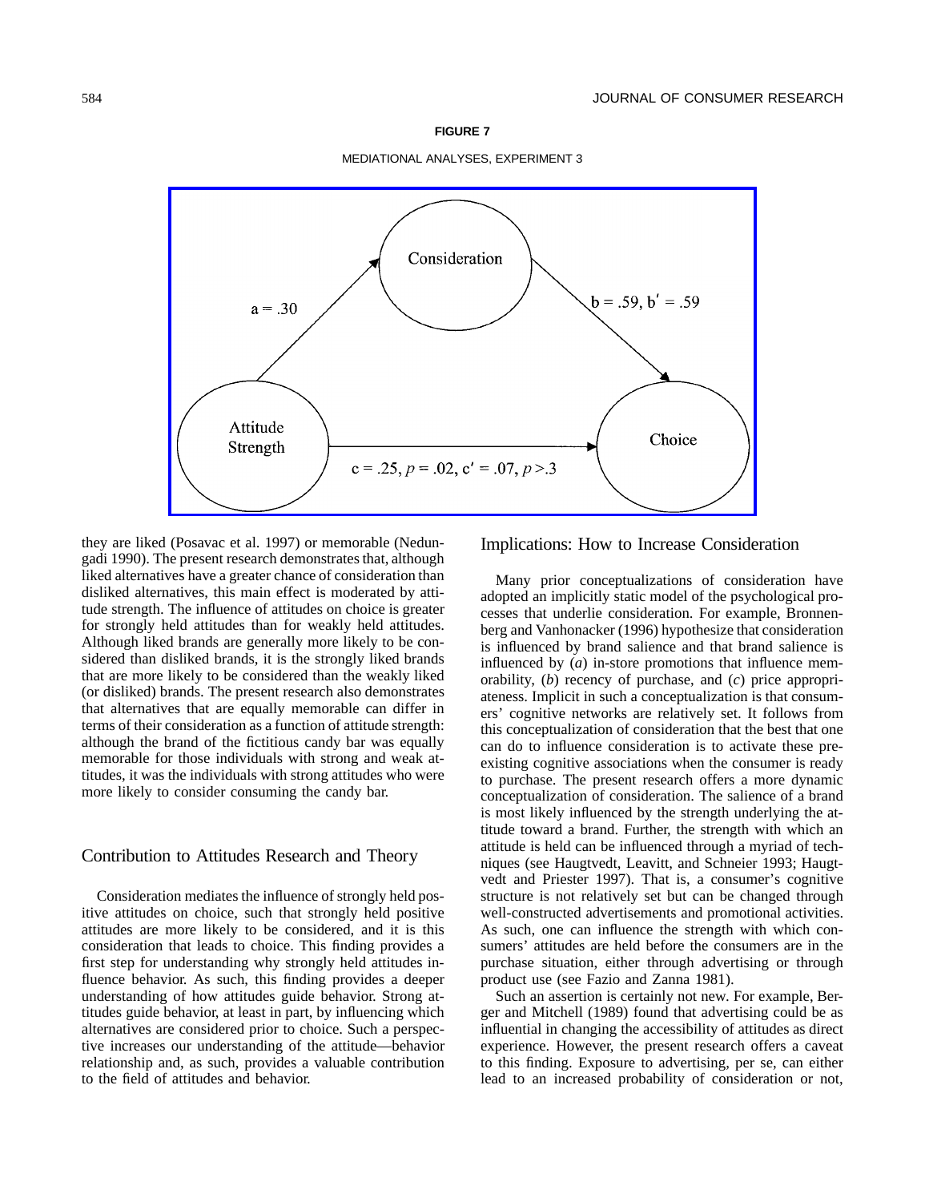**FIGURE 7**

MEDIATIONAL ANALYSES, EXPERIMENT 3

they are liked (Posavac et al. 1997) or memorable (Nedungadi 1990). The present research demonstrates that, although liked alternatives have a greater chance of consideration than disliked alternatives, this main effect is moderated by attitude strength. The influence of attitudes on choice is greater for strongly held attitudes than for weakly held attitudes. Although liked brands are generally more likely to be considered than disliked brands, it is the strongly liked brands that are more likely to be considered than the weakly liked (or disliked) brands. The present research also demonstrates that alternatives that are equally memorable can differ in terms of their consideration as a function of attitude strength: although the brand of the fictitious candy bar was equally memorable for those individuals with strong and weak attitudes, it was the individuals with strong attitudes who were more likely to consider consuming the candy bar.

## Contribution to Attitudes Research and Theory

Consideration mediates the influence of strongly held positive attitudes on choice, such that strongly held positive attitudes are more likely to be considered, and it is this consideration that leads to choice. This finding provides a first step for understanding why strongly held attitudes influence behavior. As such, this finding provides a deeper understanding of how attitudes guide behavior. Strong attitudes guide behavior, at least in part, by influencing which alternatives are considered prior to choice. Such a perspective increases our understanding of the attitude—behavior relationship and, as such, provides a valuable contribution to the field of attitudes and behavior.

## Implications: How to Increase Consideration

Many prior conceptualizations of consideration have adopted an implicitly static model of the psychological processes that underlie consideration. For example, Bronnenberg and Vanhonacker (1996) hypothesize that consideration is influenced by brand salience and that brand salience is influenced by (*a*) in-store promotions that influence memorability, (*b*) recency of purchase, and (*c*) price appropriateness. Implicit in such a conceptualization is that consumers' cognitive networks are relatively set. It follows from this conceptualization of consideration that the best that one can do to influence consideration is to activate these preexisting cognitive associations when the consumer is ready to purchase. The present research offers a more dynamic conceptualization of consideration. The salience of a brand is most likely influenced by the strength underlying the attitude toward a brand. Further, the strength with which an attitude is held can be influenced through a myriad of techniques (see Haugtvedt, Leavitt, and Schneier 1993; Haugtvedt and Priester 1997). That is, a consumer's cognitive structure is not relatively set but can be changed through well-constructed advertisements and promotional activities. As such, one can influence the strength with which consumers' attitudes are held before the consumers are in the purchase situation, either through advertising or through product use (see Fazio and Zanna 1981).

Such an assertion is certainly not new. For example, Berger and Mitchell (1989) found that advertising could be as influential in changing the accessibility of attitudes as direct experience. However, the present research offers a caveat to this finding. Exposure to advertising, per se, can either lead to an increased probability of consideration or not,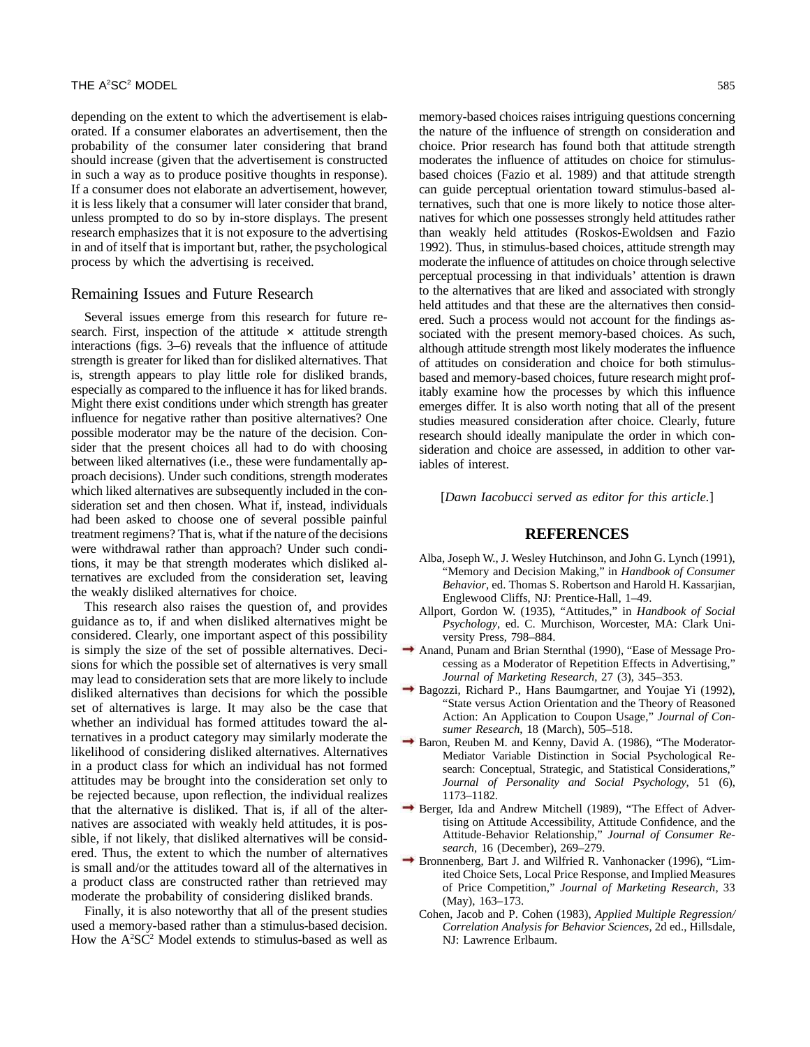depending on the extent to which the advertisement is elaborated. If a consumer elaborates an advertisement, then the probability of the consumer later considering that brand should increase (given that the advertisement is constructed in such a way as to produce positive thoughts in response). If a consumer does not elaborate an advertisement, however, it is less likely that a consumer will later consider that brand, unless prompted to do so by in-store displays. The present research emphasizes that it is not exposure to the advertising in and of itself that is important but, rather, the psychological process by which the advertising is received.

## Remaining Issues and Future Research

Several issues emerge from this research for future research. First, inspection of the attitude × attitude strength interactions (figs. 3–6) reveals that the influence of attitude strength is greater for liked than for disliked alternatives. That is, strength appears to play little role for disliked brands, especially as compared to the influence it has for liked brands. Might there exist conditions under which strength has greater influence for negative rather than positive alternatives? One possible moderator may be the nature of the decision. Consider that the present choices all had to do with choosing between liked alternatives (i.e., these were fundamentally approach decisions). Under such conditions, strength moderates which liked alternatives are subsequently included in the consideration set and then chosen. What if, instead, individuals had been asked to choose one of several possible painful treatment regimens? That is, what if the nature of the decisions were withdrawal rather than approach? Under such conditions, it may be that strength moderates which disliked alternatives are excluded from the consideration set, leaving the weakly disliked alternatives for choice.

This research also raises the question of, and provides guidance as to, if and when disliked alternatives might be considered. Clearly, one important aspect of this possibility is simply the size of the set of possible alternatives. Decisions for which the possible set of alternatives is very small may lead to consideration sets that are more likely to include disliked alternatives than decisions for which the possible set of alternatives is large. It may also be the case that whether an individual has formed attitudes toward the alternatives in a product category may similarly moderate the likelihood of considering disliked alternatives. Alternatives in a product class for which an individual has not formed attitudes may be brought into the consideration set only to be rejected because, upon reflection, the individual realizes that the alternative is disliked. That is, if all of the alternatives are associated with weakly held attitudes, it is possible, if not likely, that disliked alternatives will be considered. Thus, the extent to which the number of alternatives is small and/or the attitudes toward all of the alternatives in a product class are constructed rather than retrieved may moderate the probability of considering disliked brands.

Finally, it is also noteworthy that all of the present studies used a memory-based rather than a stimulus-based decision. How the A²SC² Model extends to stimulus-based as well as memory-based choices raises intriguing questions concerning the nature of the influence of strength on consideration and choice. Prior research has found both that attitude strength moderates the influence of attitudes on choice for stimulus-based choices (Fazio et al. 1989) and that attitude strength can guide perceptual orientation toward stimulus-based alternatives, such that one is more likely to notice those alternatives for which one possesses strongly held attitudes rather than weakly held attitudes (Roskos-Ewoldsen and Fazio 1992). Thus, in stimulus-based choices, attitude strength may moderate the influence of attitudes on choice through selective perceptual processing in that individuals' attention is drawn to the alternatives that are liked and associated with strongly held attitudes and that these are the alternatives then considered. Such a process would not account for the findings associated with the present memory-based choices. As such, although attitude strength most likely moderates the influence of attitudes on consideration and choice for both stimulus-based and memory-based choices, future research might profitably examine how the processes by which this influence emerges differ. It is also worth noting that all of the present studies measured consideration after choice. Clearly, future research should ideally manipulate the order in which consideration and choice are assessed, in addition to other variables of interest.

[*Dawn Iacobucci served as editor for this article.*]

## REFERENCES

Alba, Joseph W., J. Wesley Hutchinson, and John G. Lynch (1991), "Memory and Decision Making," in *Handbook of Consumer Behavior*, ed. Thomas S. Robertson and Harold H. Kassarjian, Englewood Cliffs, NJ: Prentice-Hall, 1–49.

Allport, Gordon W. (1935), "Attitudes," in *Handbook of Social Psychology*, ed. C. Murchison, Worcester, MA: Clark University Press, 798–884.

Anand, Punam and Brian Sternthal (1990), "Ease of Message Processing as a Moderator of Repetition Effects in Advertising," *Journal of Marketing Research*, 27 (3), 345–353.

Bagozzi, Richard P., Hans Baumgartner, and Youjae Yi (1992), "State versus Action Orientation and the Theory of Reasoned Action: An Application to Coupon Usage," *Journal of Consumer Research*, 18 (March), 505–518.

Baron, Reuben M. and Kenny, David A. (1986), "The Moderator-Mediator Variable Distinction in Social Psychological Research: Conceptual, Strategic, and Statistical Considerations," *Journal of Personality and Social Psychology*, 51 (6), 1173–1182.

Berger, Ida and Andrew Mitchell (1989), "The Effect of Advertising on Attitude Accessibility, Attitude Confidence, and the Attitude-Behavior Relationship," *Journal of Consumer Research*, 16 (December), 269–279.

Bronnenberg, Bart J. and Wilfried R. Vanhonacker (1996), "Limited Choice Sets, Local Price Response, and Implied Measures of Price Competition," *Journal of Marketing Research*, 33 (May), 163–173.

Cohen, Jacob and P. Cohen (1983), *Applied Multiple Regression/Correlation Analysis for Behavior Sciences*, 2d ed., Hillsdale, NJ: Lawrence Erlbaum.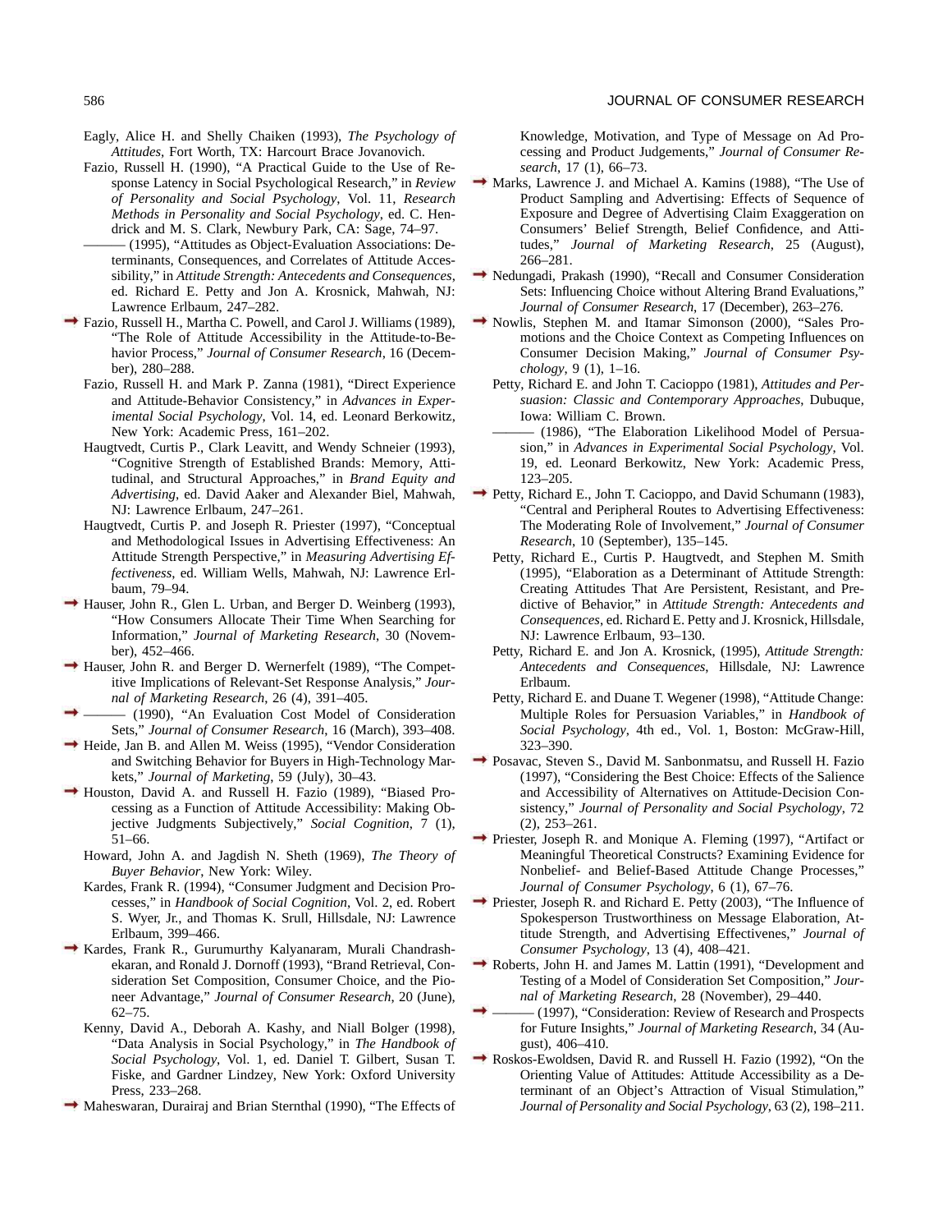Eagly, Alice H. and Shelly Chaiken (1993), *The Psychology of Attitudes*, Fort Worth, TX: Harcourt Brace Jovanovich.

Fazio, Russell H. (1990), "A Practical Guide to the Use of Response Latency in Social Psychological Research," in *Review of Personality and Social Psychology*, Vol. 11, *Research Methods in Personality and Social Psychology*, ed. C. Hendrick and M. S. Clark, Newbury Park, CA: Sage, 74–97.

——— (1995), "Attitudes as Object-Evaluation Associations: Determinants, Consequences, and Correlates of Attitude Accessibility," in *Attitude Strength: Antecedents and Consequences*, ed. Richard E. Petty and Jon A. Krosnick, Mahwah, NJ: Lawrence Erlbaum, 247–282.

Fazio, Russell H., Martha C. Powell, and Carol J. Williams (1989), "The Role of Attitude Accessibility in the Attitude-to-Behavior Process," *Journal of Consumer Research*, 16 (December), 280–288.

Fazio, Russell H. and Mark P. Zanna (1981), "Direct Experience and Attitude-Behavior Consistency," in *Advances in Experimental Social Psychology*, Vol. 14, ed. Leonard Berkowitz, New York: Academic Press, 161–202.

Haugtvedt, Curtis P., Clark Leavitt, and Wendy Schneier (1993), "Cognitive Strength of Established Brands: Memory, Attitudinal, and Structural Approaches," in *Brand Equity and Advertising*, ed. David Aaker and Alexander Biel, Mahwah, NJ: Lawrence Erlbaum, 247–261.

Haugtvedt, Curtis P. and Joseph R. Priester (1997), "Conceptual and Methodological Issues in Advertising Effectiveness: An Attitude Strength Perspective," in *Measuring Advertising Effectiveness*, ed. William Wells, Mahwah, NJ: Lawrence Erlbaum, 79–94.

Hauser, John R., Glen L. Urban, and Berger D. Weinberg (1993), "How Consumers Allocate Their Time When Searching for Information," *Journal of Marketing Research*, 30 (November), 452–466.

Hauser, John R. and Berger D. Wernerfelt (1989), "The Competitive Implications of Relevant-Set Response Analysis," *Journal of Marketing Research*, 26 (4), 391–405.

——— (1990), "An Evaluation Cost Model of Consideration Sets," *Journal of Consumer Research*, 16 (March), 393–408.

Heide, Jan B. and Allen M. Weiss (1995), "Vendor Consideration and Switching Behavior for Buyers in High-Technology Markets," *Journal of Marketing*, 59 (July), 30–43.

Houston, David A. and Russell H. Fazio (1989), "Biased Processing as a Function of Attitude Accessibility: Making Objective Judgments Subjectively," *Social Cognition*, 7 (1), 51–66.

Howard, John A. and Jagdish N. Sheth (1969), *The Theory of Buyer Behavior*, New York: Wiley.

Kardes, Frank R. (1994), "Consumer Judgment and Decision Processes," in *Handbook of Social Cognition*, Vol. 2, ed. Robert S. Wyer, Jr., and Thomas K. Srull, Hillsdale, NJ: Lawrence Erlbaum, 399–466.

Kardes, Frank R., Gurumurthy Kalyanaram, Murali Chandrashekaran, and Ronald J. Dornoff (1993), "Brand Retrieval, Consideration Set Composition, Consumer Choice, and the Pioneer Advantage," *Journal of Consumer Research*, 20 (June), 62–75.

Kenny, David A., Deborah A. Kashy, and Niall Bolger (1998), "Data Analysis in Social Psychology," in *The Handbook of Social Psychology*, Vol. 1, ed. Daniel T. Gilbert, Susan T. Fiske, and Gardner Lindzey, New York: Oxford University Press, 233–268.

Maheswaran, Durairaj and Brian Sternthal (1990), "The Effects of Knowledge, Motivation, and Type of Message on Ad Processing and Product Judgements," *Journal of Consumer Research*, 17 (1), 66–73.

Marks, Lawrence J. and Michael A. Kamins (1988), "The Use of Product Sampling and Advertising: Effects of Sequence of Exposure and Degree of Advertising Claim Exaggeration on Consumers' Belief Strength, Belief Confidence, and Attitudes," *Journal of Marketing Research*, 25 (August), 266–281.

Nedungadi, Prakash (1990), "Recall and Consumer Consideration Sets: Influencing Choice without Altering Brand Evaluations," *Journal of Consumer Research*, 17 (December), 263–276.

Nowlis, Stephen M. and Itamar Simonson (2000), "Sales Promotions and the Choice Context as Competing Influences on Consumer Decision Making," *Journal of Consumer Psychology*, 9 (1), 1–16.

Petty, Richard E. and John T. Cacioppo (1981), *Attitudes and Persuasion: Classic and Contemporary Approaches*, Dubuque, Iowa: William C. Brown.

——— (1986), "The Elaboration Likelihood Model of Persuasion," in *Advances in Experimental Social Psychology*, Vol. 19, ed. Leonard Berkowitz, New York: Academic Press, 123–205.

Petty, Richard E., John T. Cacioppo, and David Schumann (1983), "Central and Peripheral Routes to Advertising Effectiveness: The Moderating Role of Involvement," *Journal of Consumer Research*, 10 (September), 135–145.

Petty, Richard E., Curtis P. Haugtvedt, and Stephen M. Smith (1995), "Elaboration as a Determinant of Attitude Strength: Creating Attitudes That Are Persistent, Resistant, and Predictive of Behavior," in *Attitude Strength: Antecedents and Consequences*, ed. Richard E. Petty and J. Krosnick, Hillsdale, NJ: Lawrence Erlbaum, 93–130.

Petty, Richard E. and Jon A. Krosnick, (1995), *Attitude Strength: Antecedents and Consequences*, Hillsdale, NJ: Lawrence Erlbaum.

Petty, Richard E. and Duane T. Wegener (1998), "Attitude Change: Multiple Roles for Persuasion Variables," in *Handbook of Social Psychology*, 4th ed., Vol. 1, Boston: McGraw-Hill, 323–390.

Posavac, Steven S., David M. Sanbonmatsu, and Russell H. Fazio (1997), "Considering the Best Choice: Effects of the Salience and Accessibility of Alternatives on Attitude-Decision Consistency," *Journal of Personality and Social Psychology*, 72 (2), 253–261.

Priester, Joseph R. and Monique A. Fleming (1997), "Artifact or Meaningful Theoretical Constructs? Examining Evidence for Nonbelief- and Belief-Based Attitude Change Processes," *Journal of Consumer Psychology*, 6 (1), 67–76.

Priester, Joseph R. and Richard E. Petty (2003), "The Influence of Spokesperson Trustworthiness on Message Elaboration, Attitude Strength, and Advertising Effectivenes," *Journal of Consumer Psychology*, 13 (4), 408–421.

Roberts, John H. and James M. Lattin (1991), "Development and Testing of a Model of Consideration Set Composition," *Journal of Marketing Research*, 28 (November), 29–440.

——— (1997), "Consideration: Review of Research and Prospects for Future Insights," *Journal of Marketing Research*, 34 (August), 406–410.

Roskos-Ewoldsen, David R. and Russell H. Fazio (1992), "On the Orienting Value of Attitudes: Attitude Accessibility as a Determinant of an Object's Attraction of Visual Stimulation," *Journal of Personality and Social Psychology*, 63 (2), 198–211.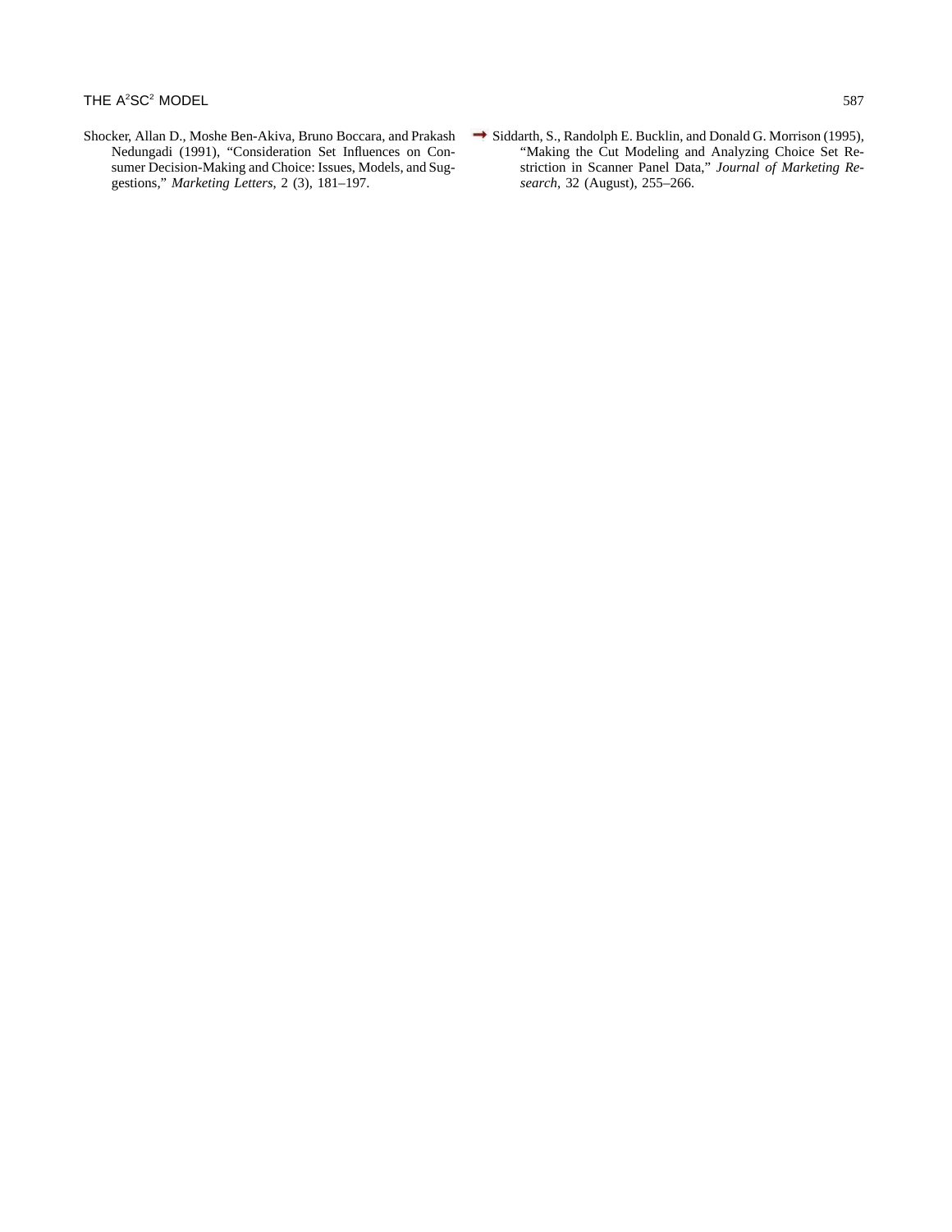Shocker, Allan D., Moshe Ben-Akiva, Bruno Boccara, and Prakash Nedungadi (1991), "Consideration Set Influences on Consumer Decision-Making and Choice: Issues, Models, and Suggestions," *Marketing Letters*, 2 (3), 181–197.

Siddarth, S., Randolph E. Bucklin, and Donald G. Morrison (1995), "Making the Cut Modeling and Analyzing Choice Set Restriction in Scanner Panel Data," *Journal of Marketing Research*, 32 (August), 255–266.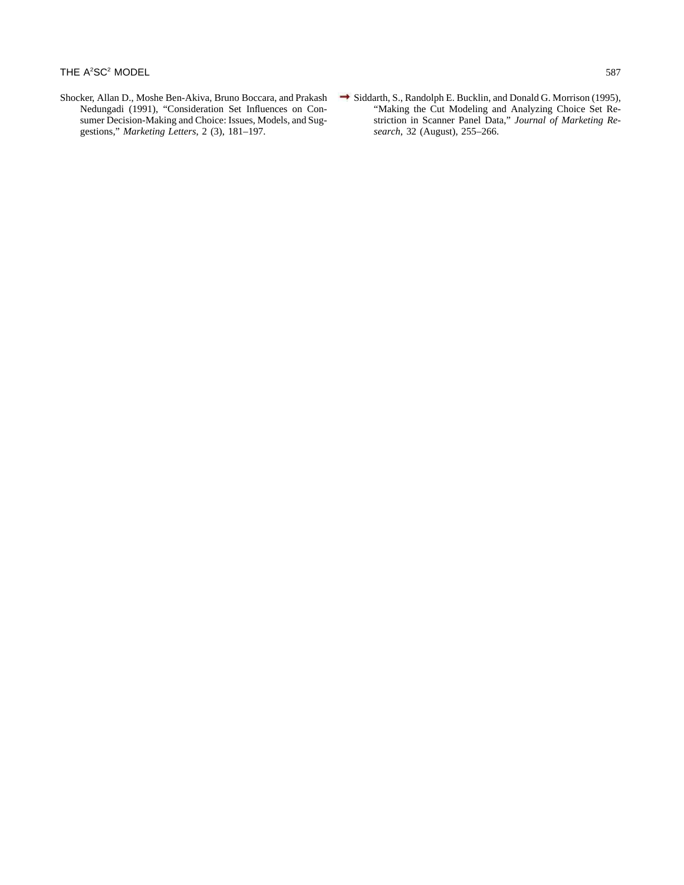Shocker, Allan D., Moshe Ben-Akiva, Bruno Boccara, and Prakash Nedungadi (1991), “Consideration Set Influences on Consumer Decision-Making and Choice: Issues, Models, and Suggestions,” *Marketing Letters*, 2 (3), 181–197.

Siddarth, S., Randolph E. Bucklin, and Donald G. Morrison (1995), “Making the Cut Modeling and Analyzing Choice Set Restriction in Scanner Panel Data,” *Journal of Marketing Research*, 32 (August), 255–266.